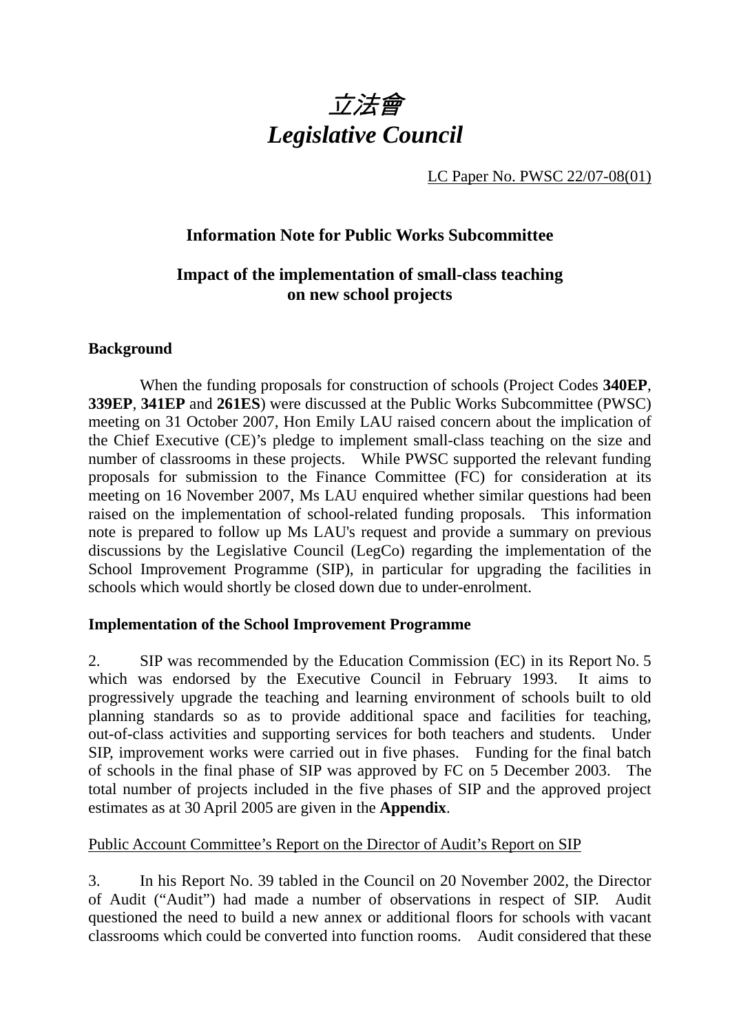# *立法會*
# *Legislative Council*

LC Paper No. PWSC 22/07-08(01)

## Information Note for Public Works Subcommittee

## Impact of the implementation of small-class teaching on new school projects

### Background

When the funding proposals for construction of schools (Project Codes **340EP**, **339EP**, **341EP** and **261ES**) were discussed at the Public Works Subcommittee (PWSC) meeting on 31 October 2007, Hon Emily LAU raised concern about the implication of the Chief Executive (CE)'s pledge to implement small-class teaching on the size and number of classrooms in these projects. While PWSC supported the relevant funding proposals for submission to the Finance Committee (FC) for consideration at its meeting on 16 November 2007, Ms LAU enquired whether similar questions had been raised on the implementation of school-related funding proposals. This information note is prepared to follow up Ms LAU's request and provide a summary on previous discussions by the Legislative Council (LegCo) regarding the implementation of the School Improvement Programme (SIP), in particular for upgrading the facilities in schools which would shortly be closed down due to under-enrolment.

### Implementation of the School Improvement Programme

2. SIP was recommended by the Education Commission (EC) in its Report No. 5 which was endorsed by the Executive Council in February 1993. It aims to progressively upgrade the teaching and learning environment of schools built to old planning standards so as to provide additional space and facilities for teaching, out-of-class activities and supporting services for both teachers and students. Under SIP, improvement works were carried out in five phases. Funding for the final batch of schools in the final phase of SIP was approved by FC on 5 December 2003. The total number of projects included in the five phases of SIP and the approved project estimates as at 30 April 2005 are given in the **Appendix**.

<u>Public Account Committee's Report on the Director of Audit's Report on SIP</u>

3. In his Report No. 39 tabled in the Council on 20 November 2002, the Director of Audit ("Audit") had made a number of observations in respect of SIP. Audit questioned the need to build a new annex or additional floors for schools with vacant classrooms which could be converted into function rooms. Audit considered that these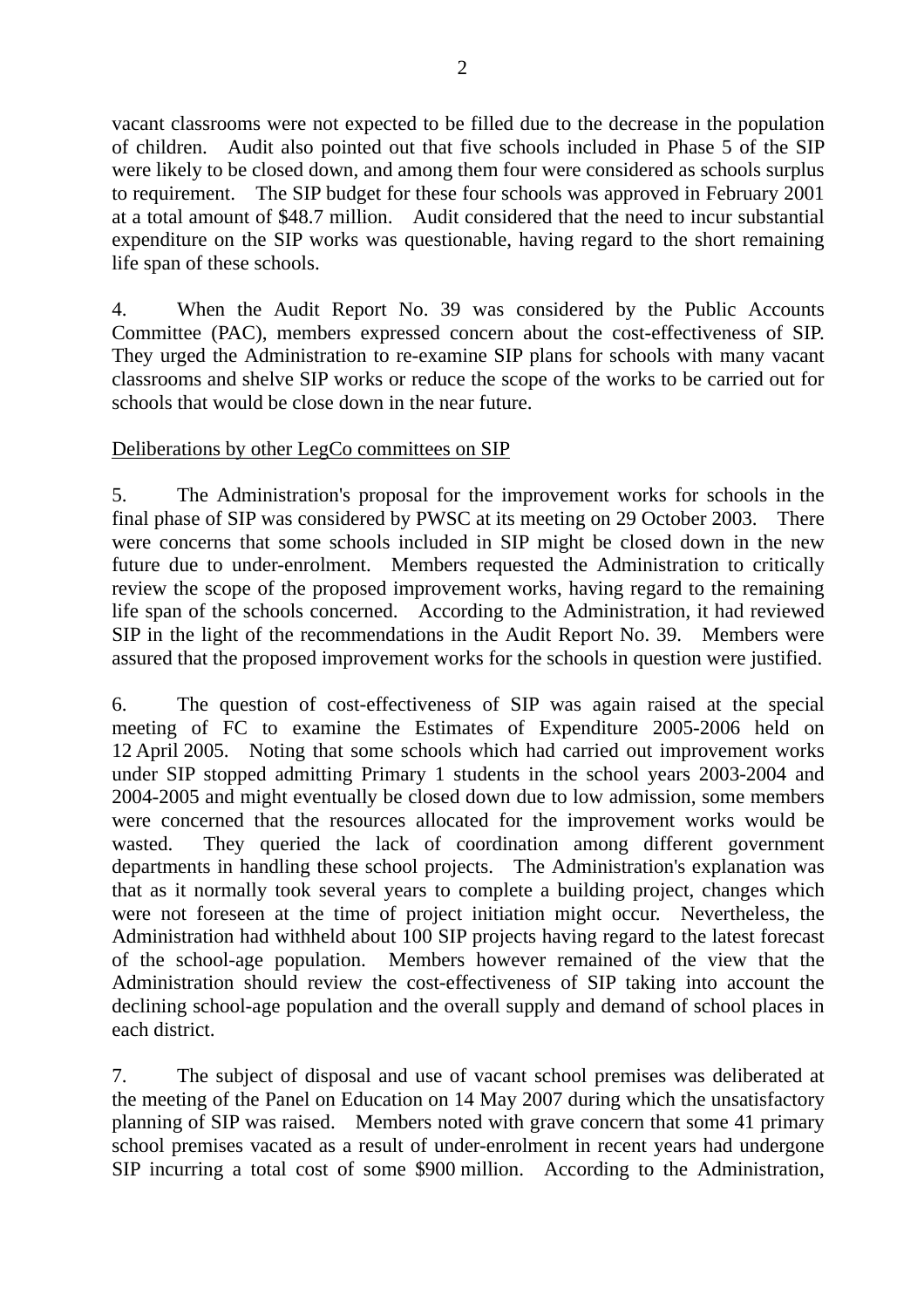vacant classrooms were not expected to be filled due to the decrease in the population of children. Audit also pointed out that five schools included in Phase 5 of the SIP were likely to be closed down, and among them four were considered as schools surplus to requirement. The SIP budget for these four schools was approved in February 2001 at a total amount of $48.7 million. Audit considered that the need to incur substantial expenditure on the SIP works was questionable, having regard to the short remaining life span of these schools.

4. When the Audit Report No. 39 was considered by the Public Accounts Committee (PAC), members expressed concern about the cost-effectiveness of SIP. They urged the Administration to re-examine SIP plans for schools with many vacant classrooms and shelve SIP works or reduce the scope of the works to be carried out for schools that would be close down in the near future.

Deliberations by other LegCo committees on SIP

5. The Administration's proposal for the improvement works for schools in the final phase of SIP was considered by PWSC at its meeting on 29 October 2003. There were concerns that some schools included in SIP might be closed down in the new future due to under-enrolment. Members requested the Administration to critically review the scope of the proposed improvement works, having regard to the remaining life span of the schools concerned. According to the Administration, it had reviewed SIP in the light of the recommendations in the Audit Report No. 39. Members were assured that the proposed improvement works for the schools in question were justified.

6. The question of cost-effectiveness of SIP was again raised at the special meeting of FC to examine the Estimates of Expenditure 2005-2006 held on 12 April 2005. Noting that some schools which had carried out improvement works under SIP stopped admitting Primary 1 students in the school years 2003-2004 and 2004-2005 and might eventually be closed down due to low admission, some members were concerned that the resources allocated for the improvement works would be wasted. They queried the lack of coordination among different government departments in handling these school projects. The Administration's explanation was that as it normally took several years to complete a building project, changes which were not foreseen at the time of project initiation might occur. Nevertheless, the Administration had withheld about 100 SIP projects having regard to the latest forecast of the school-age population. Members however remained of the view that the Administration should review the cost-effectiveness of SIP taking into account the declining school-age population and the overall supply and demand of school places in each district.

7. The subject of disposal and use of vacant school premises was deliberated at the meeting of the Panel on Education on 14 May 2007 during which the unsatisfactory planning of SIP was raised. Members noted with grave concern that some 41 primary school premises vacated as a result of under-enrolment in recent years had undergone SIP incurring a total cost of some $900 million. According to the Administration,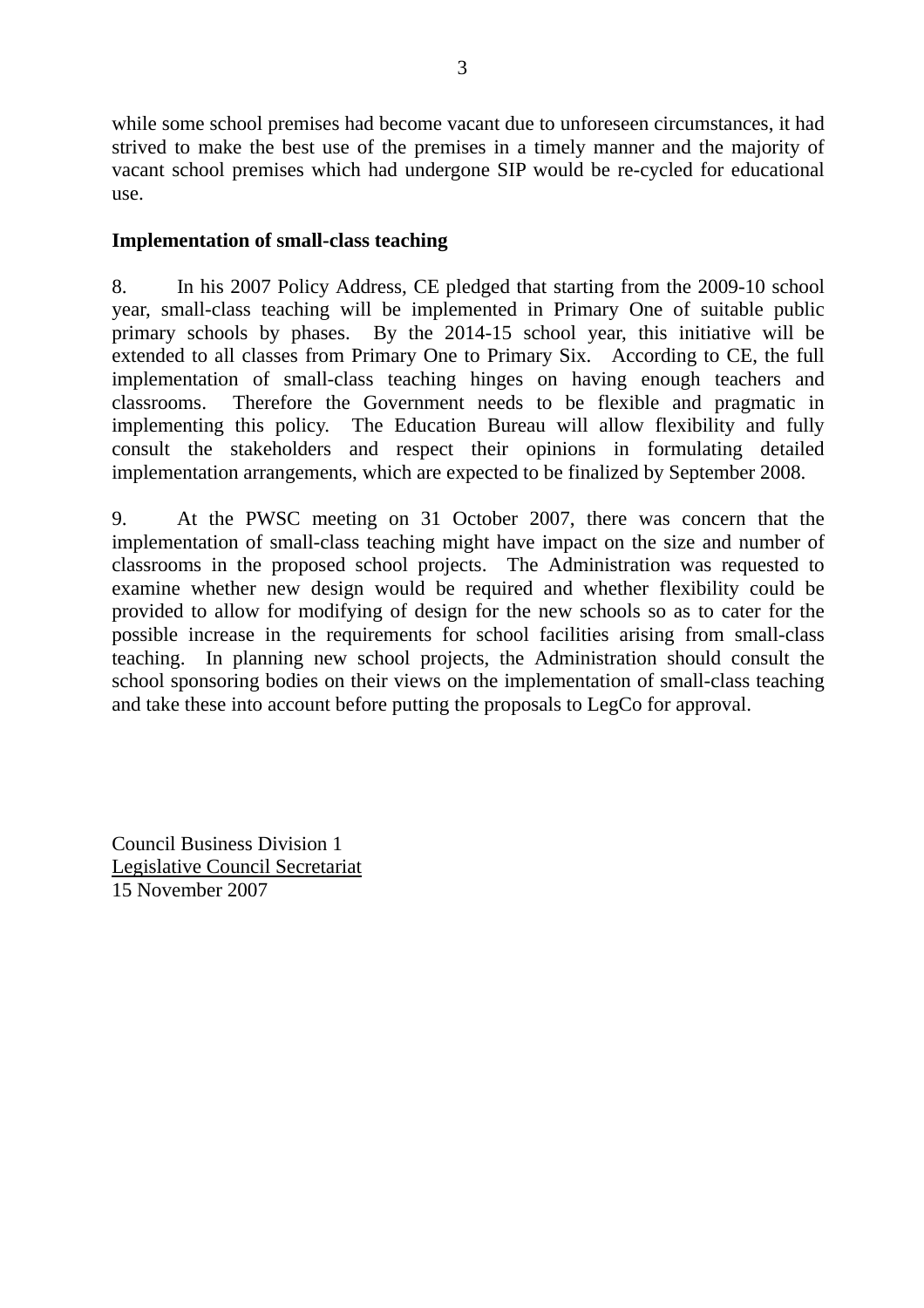while some school premises had become vacant due to unforeseen circumstances, it had strived to make the best use of the premises in a timely manner and the majority of vacant school premises which had undergone SIP would be re-cycled for educational use.

**Implementation of small-class teaching**

8. In his 2007 Policy Address, CE pledged that starting from the 2009-10 school year, small-class teaching will be implemented in Primary One of suitable public primary schools by phases. By the 2014-15 school year, this initiative will be extended to all classes from Primary One to Primary Six. According to CE, the full implementation of small-class teaching hinges on having enough teachers and classrooms. Therefore the Government needs to be flexible and pragmatic in implementing this policy. The Education Bureau will allow flexibility and fully consult the stakeholders and respect their opinions in formulating detailed implementation arrangements, which are expected to be finalized by September 2008.

9. At the PWSC meeting on 31 October 2007, there was concern that the implementation of small-class teaching might have impact on the size and number of classrooms in the proposed school projects. The Administration was requested to examine whether new design would be required and whether flexibility could be provided to allow for modifying of design for the new schools so as to cater for the possible increase in the requirements for school facilities arising from small-class teaching. In planning new school projects, the Administration should consult the school sponsoring bodies on their views on the implementation of small-class teaching and take these into account before putting the proposals to LegCo for approval.

Council Business Division 1
Legislative Council Secretariat
15 November 2007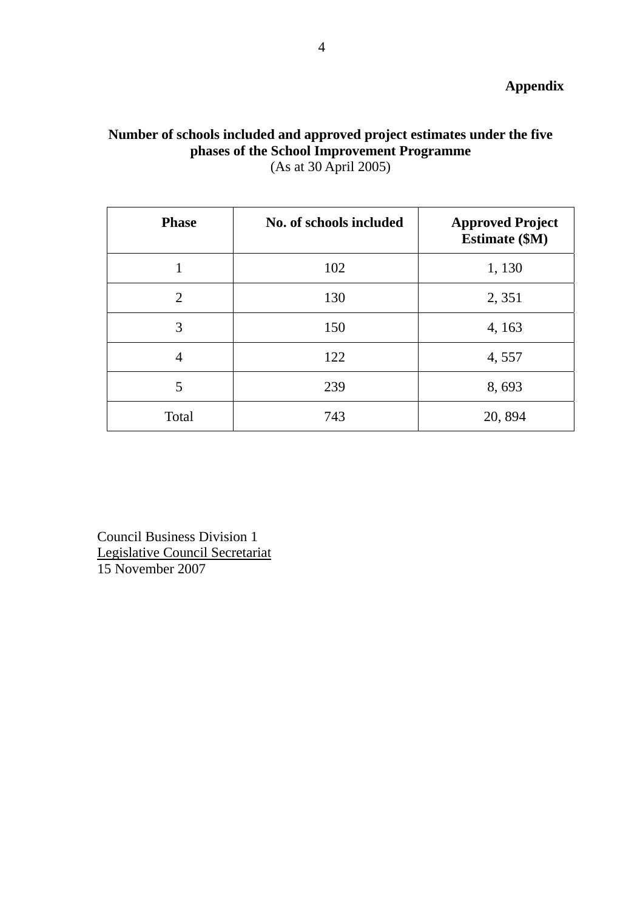**Appendix**

**Number of schools included and approved project estimates under the five phases of the School Improvement Programme**
(As at 30 April 2005)

| Phase | No. of schools included | Approved Project Estimate ($M) |
|---|---|---|
| 1 | 102 | 1, 130 |
| 2 | 130 | 2, 351 |
| 3 | 150 | 4, 163 |
| 4 | 122 | 4, 557 |
| 5 | 239 | 8, 693 |
| Total | 743 | 20, 894 |

Council Business Division 1
Legislative Council Secretariat
15 November 2007